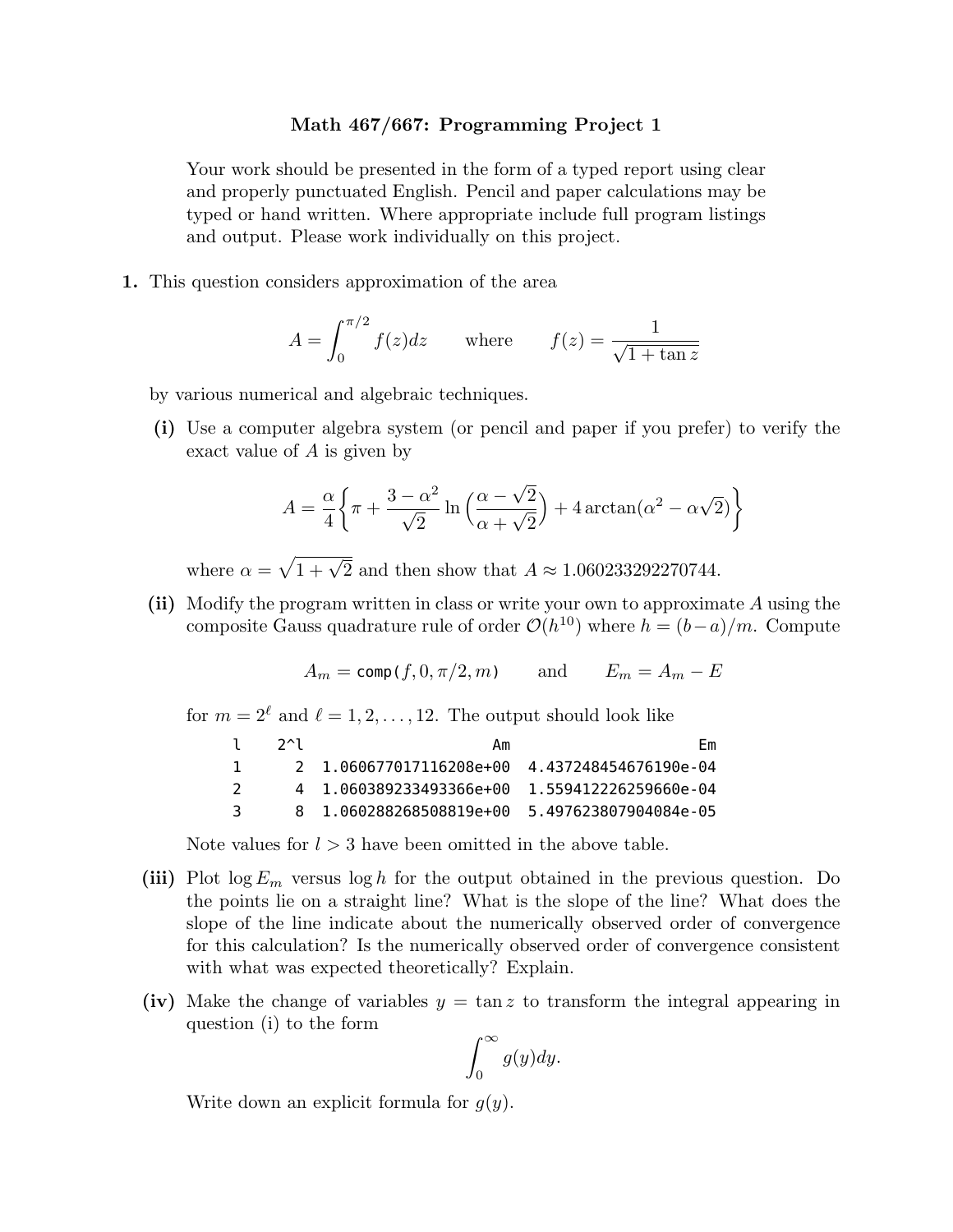# Math 467/667: Programming Project 1

Your work should be presented in the form of a typed report using clear and properly punctuated English. Pencil and paper calculations may be typed or hand written. Where appropriate include full program listings and output. Please work individually on this project.

**1.** This question considers approximation of the area

$$A = \int_0^{\pi/2} f(z)dz \qquad \text{where} \qquad f(z) = \frac{1}{\sqrt{1+\tan z}}$$

by various numerical and algebraic techniques.

**(i)** Use a computer algebra system (or pencil and paper if you prefer) to verify the exact value of $A$ is given by

$$A = \frac{\alpha}{4}\left\{\pi + \frac{3-\alpha^2}{\sqrt{2}}\ln\left(\frac{\alpha-\sqrt{2}}{\alpha+\sqrt{2}}\right) + 4\arctan(\alpha^2 - \alpha\sqrt{2})\right\}$$

where $\alpha = \sqrt{1+\sqrt{2}}$ and then show that $A \approx 1.060233292270744$.

**(ii)** Modify the program written in class or write your own to approximate $A$ using the composite Gauss quadrature rule of order $\mathcal{O}(h^{10})$ where $h = (b-a)/m$. Compute

$$A_m = \texttt{comp}(f, 0, \pi/2, m) \qquad \text{and} \qquad E_m = A_m - E$$

for $m = 2^\ell$ and $\ell = 1, 2, \ldots, 12$. The output should look like

```
l    2^l                    Am                     Em
1      2  1.060677017116208e+00  4.437248454676190e-04
2      4  1.060389233493366e+00  1.559412226259660e-04
3      8  1.060288268508819e+00  5.497623807904084e-05
```

Note values for $l > 3$ have been omitted in the above table.

**(iii)** Plot $\log E_m$ versus $\log h$ for the output obtained in the previous question. Do the points lie on a straight line? What is the slope of the line? What does the slope of the line indicate about the numerically observed order of convergence for this calculation? Is the numerically observed order of convergence consistent with what was expected theoretically? Explain.

**(iv)** Make the change of variables $y = \tan z$ to transform the integral appearing in question (i) to the form

$$\int_0^\infty g(y)dy.$$

Write down an explicit formula for $g(y)$.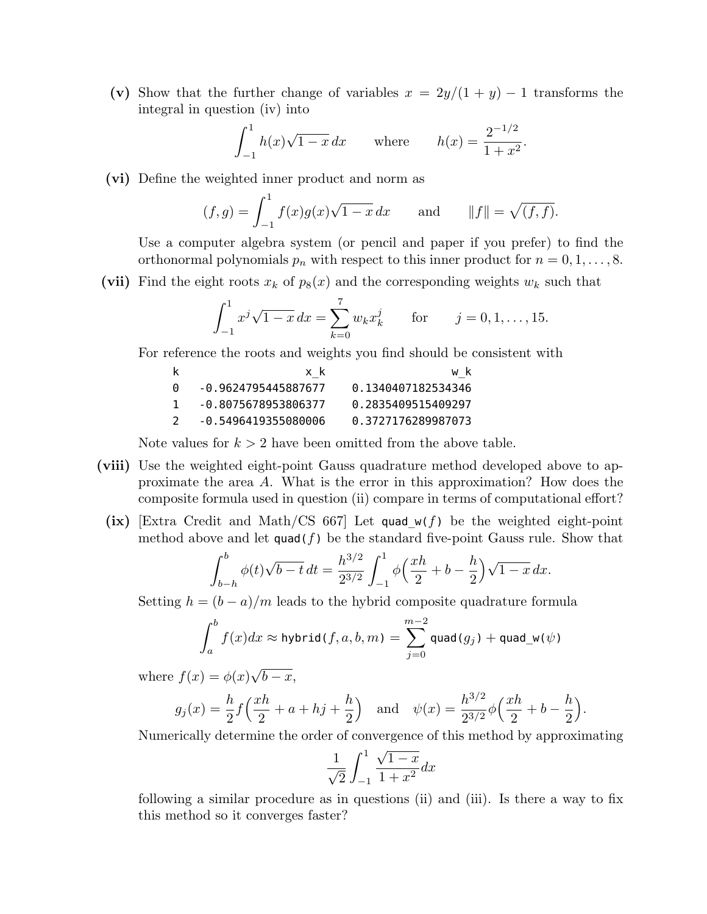**(v)** Show that the further change of variables $x = 2y/(1+y) - 1$ transforms the integral in question (iv) into

$$\int_{-1}^{1} h(x)\sqrt{1-x}\,dx \qquad \text{where} \qquad h(x) = \frac{2^{-1/2}}{1+x^2}.$$

**(vi)** Define the weighted inner product and norm as

$$(f,g) = \int_{-1}^{1} f(x)g(x)\sqrt{1-x}\,dx \qquad \text{and} \qquad \|f\| = \sqrt{(f,f)}.$$

Use a computer algebra system (or pencil and paper if you prefer) to find the orthonormal polynomials $p_n$ with respect to this inner product for $n = 0, 1, \ldots, 8$.

**(vii)** Find the eight roots $x_k$ of $p_8(x)$ and the corresponding weights $w_k$ such that

$$\int_{-1}^{1} x^j \sqrt{1-x}\,dx = \sum_{k=0}^{7} w_k x_k^j \qquad \text{for} \qquad j = 0, 1, \ldots, 15.$$

For reference the roots and weights you find should be consistent with

| k | x_k | w_k |
|---|---|---|
| 0 | -0.9624795445887677 | 0.1340407182534346 |
| 1 | -0.8075678953806377 | 0.2835409515409297 |
| 2 | -0.5496419355080006 | 0.3727176289987073 |

Note values for $k > 2$ have been omitted from the above table.

**(viii)** Use the weighted eight-point Gauss quadrature method developed above to approximate the area $A$. What is the error in this approximation? How does the composite formula used in question (ii) compare in terms of computational effort?

**(ix)** [Extra Credit and Math/CS 667] Let `quad_w(f)` be the weighted eight-point method above and let `quad(f)` be the standard five-point Gauss rule. Show that

$$\int_{b-h}^{b} \phi(t)\sqrt{b-t}\,dt = \frac{h^{3/2}}{2^{3/2}} \int_{-1}^{1} \phi\Big(\frac{xh}{2} + b - \frac{h}{2}\Big)\sqrt{1-x}\,dx.$$

Setting $h = (b-a)/m$ leads to the hybrid composite quadrature formula

$$\int_a^b f(x)dx \approx \texttt{hybrid}(f,a,b,m) = \sum_{j=0}^{m-2} \texttt{quad}(g_j) + \texttt{quad\_w}(\psi)$$

where $f(x) = \phi(x)\sqrt{b-x}$,

$$g_j(x) = \frac{h}{2} f\Big(\frac{xh}{2} + a + hj + \frac{h}{2}\Big) \quad \text{and} \quad \psi(x) = \frac{h^{3/2}}{2^{3/2}}\phi\Big(\frac{xh}{2} + b - \frac{h}{2}\Big).$$

Numerically determine the order of convergence of this method by approximating

$$\frac{1}{\sqrt{2}} \int_{-1}^{1} \frac{\sqrt{1-x}}{1+x^2}dx$$

following a similar procedure as in questions (ii) and (iii). Is there a way to fix this method so it converges faster?